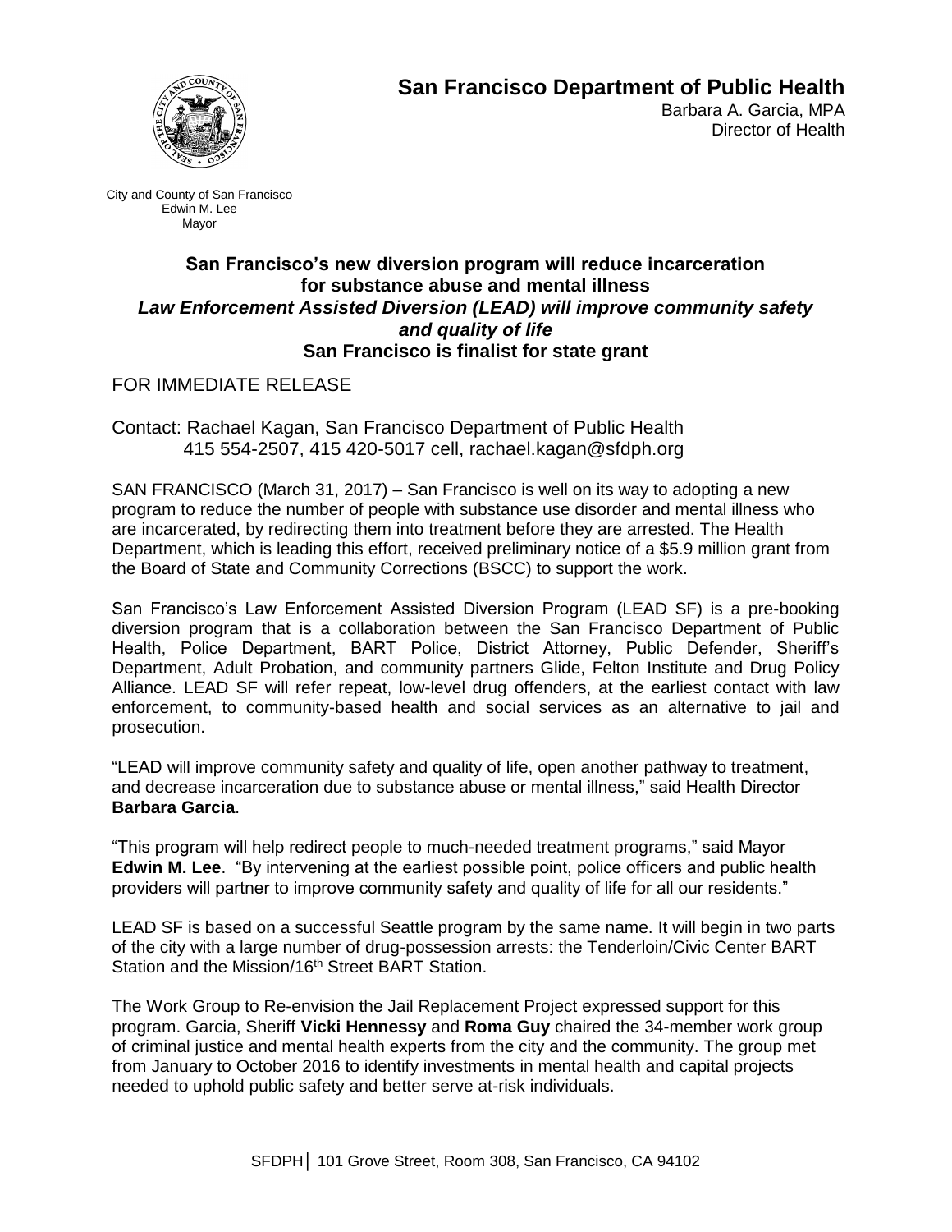# San Francisco Department of Public Health

Barbara A. Garcia, MPA
Director of Health

City and County of San Francisco
Edwin M. Lee
Mayor

## San Francisco's new diversion program will reduce incarceration for substance abuse and mental illness

### *Law Enforcement Assisted Diversion (LEAD) will improve community safety and quality of life*

### San Francisco is finalist for state grant

FOR IMMEDIATE RELEASE

Contact: Rachael Kagan, San Francisco Department of Public Health
415 554-2507, 415 420-5017 cell, rachael.kagan@sfdph.org

SAN FRANCISCO (March 31, 2017) – San Francisco is well on its way to adopting a new program to reduce the number of people with substance use disorder and mental illness who are incarcerated, by redirecting them into treatment before they are arrested. The Health Department, which is leading this effort, received preliminary notice of a $5.9 million grant from the Board of State and Community Corrections (BSCC) to support the work.

San Francisco's Law Enforcement Assisted Diversion Program (LEAD SF) is a pre-booking diversion program that is a collaboration between the San Francisco Department of Public Health, Police Department, BART Police, District Attorney, Public Defender, Sheriff's Department, Adult Probation, and community partners Glide, Felton Institute and Drug Policy Alliance. LEAD SF will refer repeat, low-level drug offenders, at the earliest contact with law enforcement, to community-based health and social services as an alternative to jail and prosecution.

"LEAD will improve community safety and quality of life, open another pathway to treatment, and decrease incarceration due to substance abuse or mental illness," said Health Director **Barbara Garcia**.

"This program will help redirect people to much-needed treatment programs," said Mayor **Edwin M. Lee**. "By intervening at the earliest possible point, police officers and public health providers will partner to improve community safety and quality of life for all our residents."

LEAD SF is based on a successful Seattle program by the same name. It will begin in two parts of the city with a large number of drug-possession arrests: the Tenderloin/Civic Center BART Station and the Mission/16th Street BART Station.

The Work Group to Re-envision the Jail Replacement Project expressed support for this program. Garcia, Sheriff **Vicki Hennessy** and **Roma Guy** chaired the 34-member work group of criminal justice and mental health experts from the city and the community. The group met from January to October 2016 to identify investments in mental health and capital projects needed to uphold public safety and better serve at-risk individuals.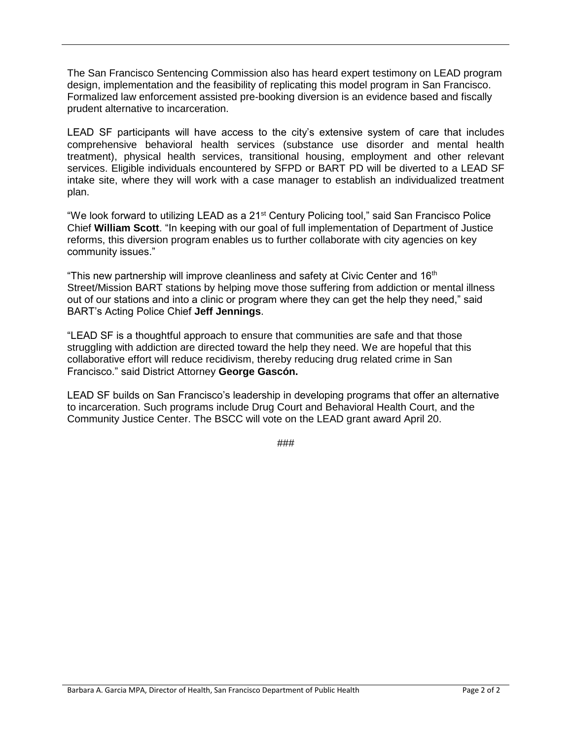The San Francisco Sentencing Commission also has heard expert testimony on LEAD program design, implementation and the feasibility of replicating this model program in San Francisco. Formalized law enforcement assisted pre-booking diversion is an evidence based and fiscally prudent alternative to incarceration.

LEAD SF participants will have access to the city's extensive system of care that includes comprehensive behavioral health services (substance use disorder and mental health treatment), physical health services, transitional housing, employment and other relevant services. Eligible individuals encountered by SFPD or BART PD will be diverted to a LEAD SF intake site, where they will work with a case manager to establish an individualized treatment plan.

"We look forward to utilizing LEAD as a 21st Century Policing tool," said San Francisco Police Chief **William Scott**. "In keeping with our goal of full implementation of Department of Justice reforms, this diversion program enables us to further collaborate with city agencies on key community issues."

"This new partnership will improve cleanliness and safety at Civic Center and 16th Street/Mission BART stations by helping move those suffering from addiction or mental illness out of our stations and into a clinic or program where they can get the help they need," said BART's Acting Police Chief **Jeff Jennings**.

"LEAD SF is a thoughtful approach to ensure that communities are safe and that those struggling with addiction are directed toward the help they need. We are hopeful that this collaborative effort will reduce recidivism, thereby reducing drug related crime in San Francisco." said District Attorney **George Gascón.**

LEAD SF builds on San Francisco's leadership in developing programs that offer an alternative to incarceration. Such programs include Drug Court and Behavioral Health Court, and the Community Justice Center. The BSCC will vote on the LEAD grant award April 20.

###